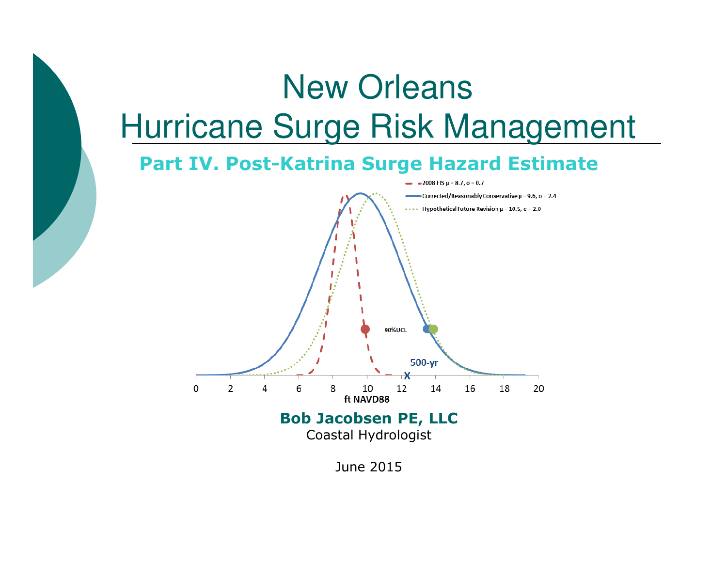# New Orleans
# Hurricane Surge Risk Management

## Part IV. Post-Katrina Surge Hazard Estimate

2008 FIS $\mu = 8.7$, $\sigma = 0.7$

Corrected/Reasonably Conservative $\mu = 9.6$, $\sigma = 2.4$

Hypothetical Future Revision $\mu = 10.5$, $\sigma = 2.0$

90%UCL

500-yr

X

0 2 4 6 8 10 12 14 16 18 20

ft NAVD88

**Bob Jacobsen PE, LLC**

Coastal Hydrologist

June 2015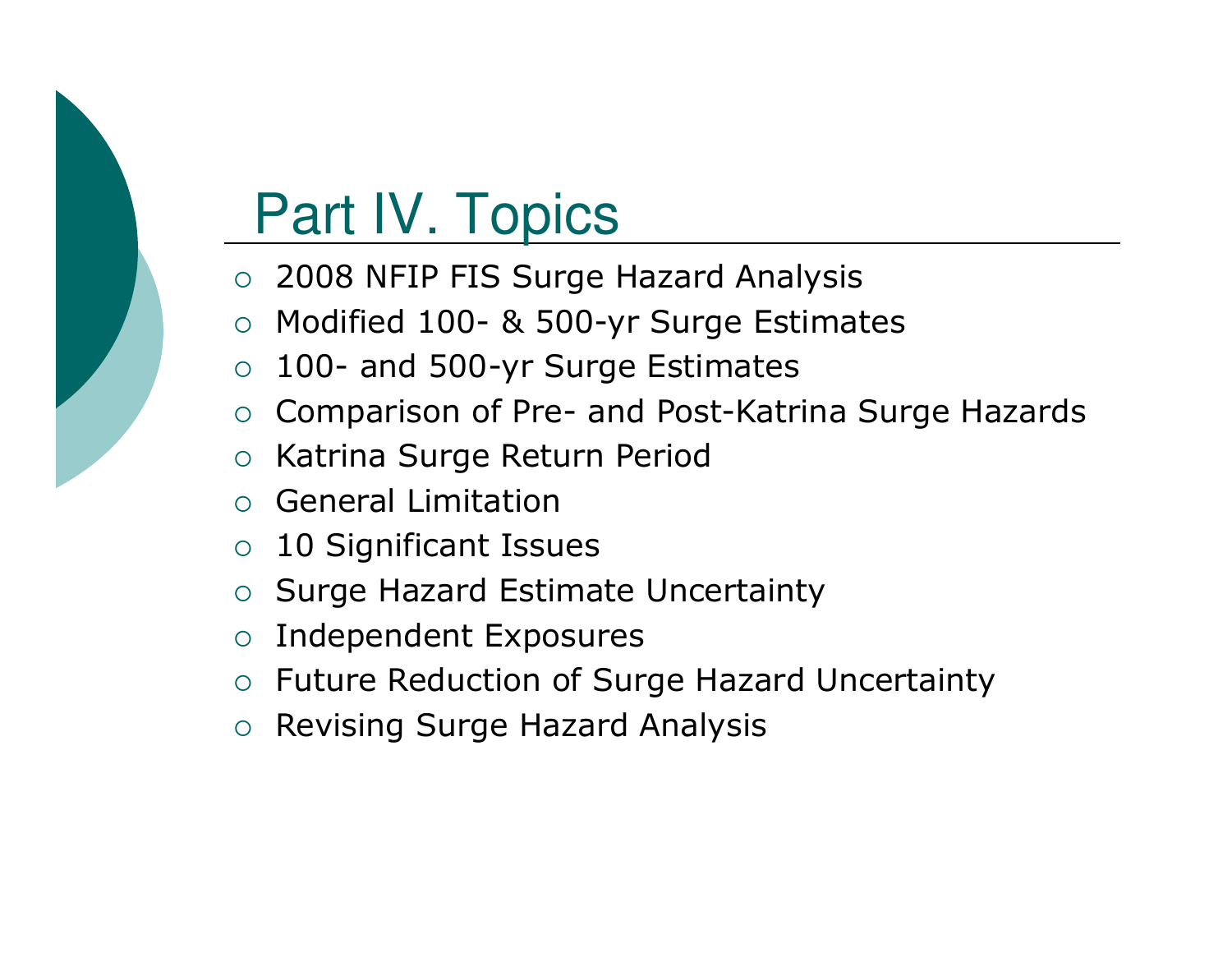# Part IV. Topics

- 2008 NFIP FIS Surge Hazard Analysis
- Modified 100- & 500-yr Surge Estimates
- 100- and 500-yr Surge Estimates
- Comparison of Pre- and Post-Katrina Surge Hazards
- Katrina Surge Return Period
- General Limitation
- 10 Significant Issues
- Surge Hazard Estimate Uncertainty
- Independent Exposures
- Future Reduction of Surge Hazard Uncertainty
- Revising Surge Hazard Analysis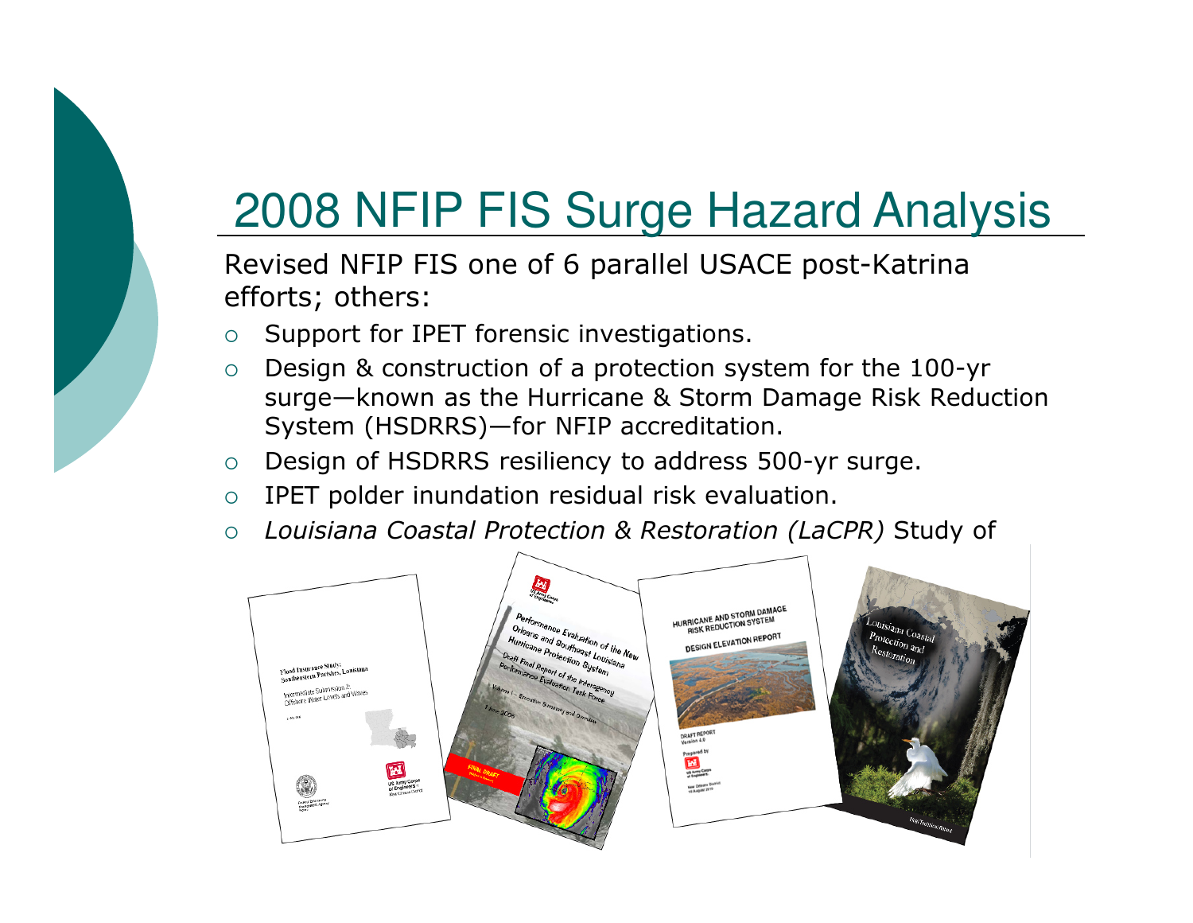# 2008 NFIP FIS Surge Hazard Analysis

Revised NFIP FIS one of 6 parallel USACE post-Katrina efforts; others:

- Support for IPET forensic investigations.
- Design & construction of a protection system for the 100-yr surge—known as the Hurricane & Storm Damage Risk Reduction System (HSDRRS)—for NFIP accreditation.
- Design of HSDRRS resiliency to address 500-yr surge.
- IPET polder inundation residual risk evaluation.
- *Louisiana Coastal Protection & Restoration (LaCPR)* Study of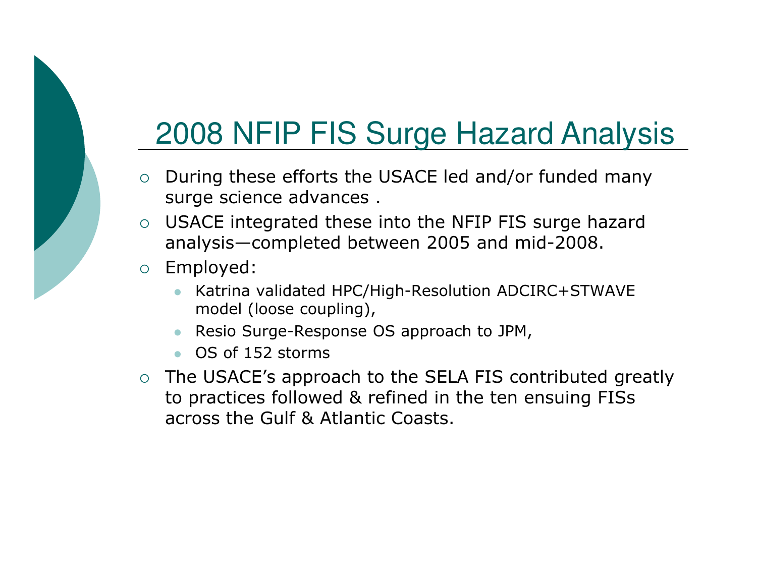# 2008 NFIP FIS Surge Hazard Analysis

- During these efforts the USACE led and/or funded many surge science advances .
- USACE integrated these into the NFIP FIS surge hazard analysis—completed between 2005 and mid-2008.
- Employed:
  - Katrina validated HPC/High-Resolution ADCIRC+STWAVE model (loose coupling),
  - Resio Surge-Response OS approach to JPM,
  - OS of 152 storms
- The USACE's approach to the SELA FIS contributed greatly to practices followed & refined in the ten ensuing FISs across the Gulf & Atlantic Coasts.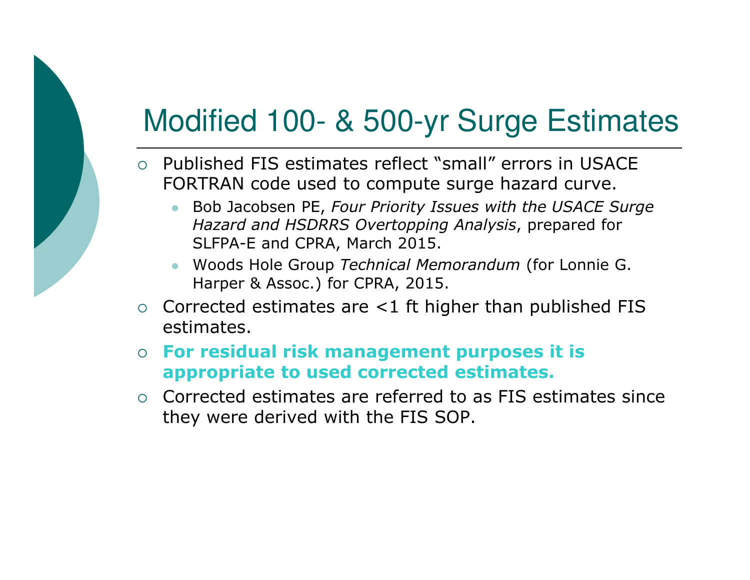# Modified 100- & 500-yr Surge Estimates

- Published FIS estimates reflect "small" errors in USACE FORTRAN code used to compute surge hazard curve.
  - Bob Jacobsen PE, *Four Priority Issues with the USACE Surge Hazard and HSDRRS Overtopping Analysis*, prepared for SLFPA-E and CPRA, March 2015.
  - Woods Hole Group *Technical Memorandum* (for Lonnie G. Harper & Assoc.) for CPRA, 2015.
- Corrected estimates are <1 ft higher than published FIS estimates.
- **For residual risk management purposes it is appropriate to used corrected estimates.**
- Corrected estimates are referred to as FIS estimates since they were derived with the FIS SOP.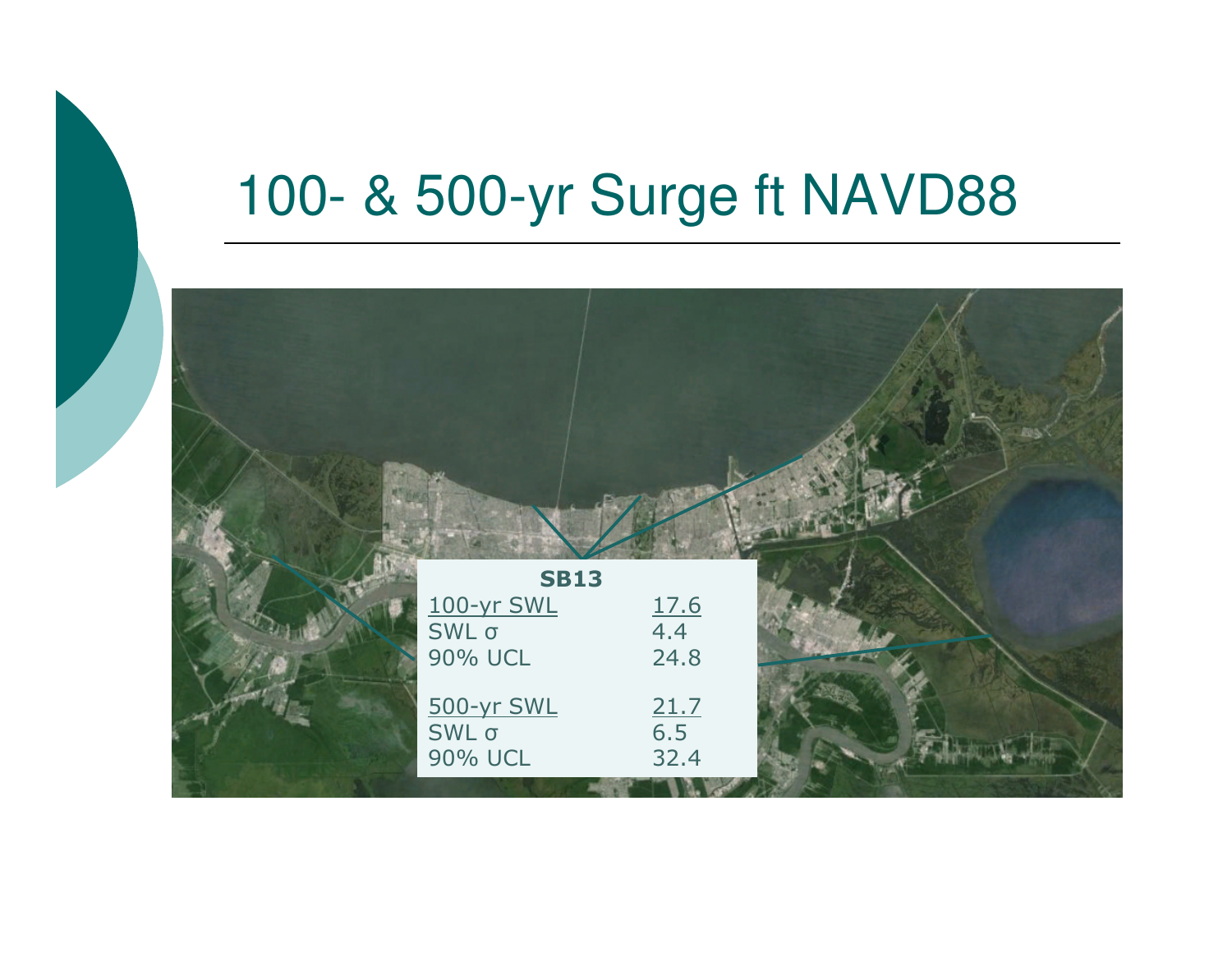# 100- & 500-yr Surge ft NAVD88

| SB13 | |
|---|---|
| 100-yr SWL | 17.6 |
| SWL σ | 4.4 |
| 90% UCL | 24.8 |
| 500-yr SWL | 21.7 |
| SWL σ | 6.5 |
| 90% UCL | 32.4 |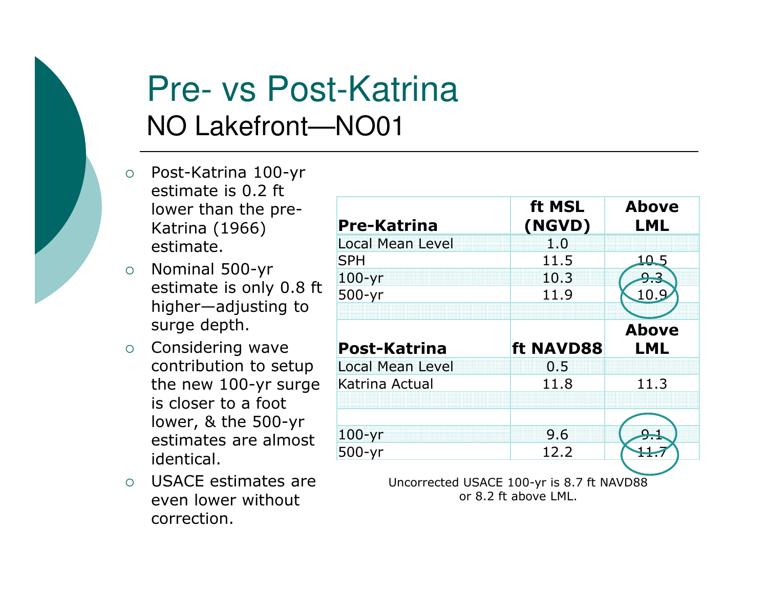# Pre- vs Post-Katrina

## NO Lakefront—NO01

- Post-Katrina 100-yr estimate is 0.2 ft lower than the pre-Katrina (1966) estimate.
- Nominal 500-yr estimate is only 0.8 ft higher—adjusting to surge depth.
- Considering wave contribution to setup the new 100-yr surge is closer to a foot lower, & the 500-yr estimates are almost identical.
- USACE estimates are even lower without correction.

| **Pre-Katrina** | **ft MSL (NGVD)** | **Above LML** |
|---|---|---|
| Local Mean Level | 1.0 | |
| SPH | 11.5 | 10.5 |
| 100-yr | 10.3 | 9.3 |
| 500-yr | 11.9 | 10.9 |
| | | |
| **Post-Katrina** | **ft NAVD88** | **Above LML** |
| Local Mean Level | 0.5 | |
| Katrina Actual | 11.8 | 11.3 |
| | | |
| | | |
| 100-yr | 9.6 | 9.1 |
| 500-yr | 12.2 | 11.7 |

Uncorrected USACE 100-yr is 8.7 ft NAVD88 or 8.2 ft above LML.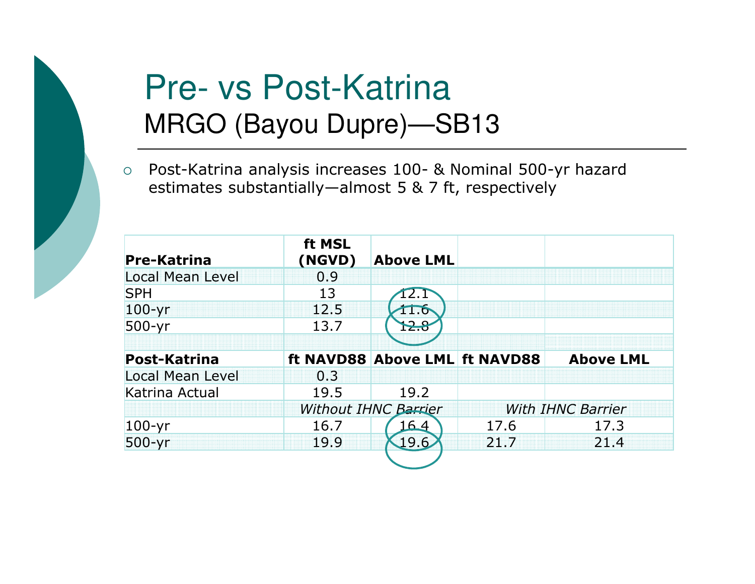# Pre- vs Post-Katrina

## MRGO (Bayou Dupre)—SB13

- Post-Katrina analysis increases 100- & Nominal 500-yr hazard estimates substantially—almost 5 & 7 ft, respectively

| **Pre-Katrina** | **ft MSL (NGVD)** | **Above LML** | | |
|---|---|---|---|---|
| Local Mean Level | 0.9 | | | |
| SPH | 13 | 12.1 | | |
| 100-yr | 12.5 | 11.6 | | |
| 500-yr | 13.7 | 12.8 | | |
| | | | | |
| **Post-Katrina** | **ft NAVD88** | **Above LML** | **ft NAVD88** | **Above LML** |
| Local Mean Level | 0.3 | | | |
| Katrina Actual | 19.5 | 19.2 | | |
| | *Without IHNC Barrier* | | *With IHNC Barrier* | |
| 100-yr | 16.7 | 16.4 | 17.6 | 17.3 |
| 500-yr | 19.9 | 19.6 | 21.7 | 21.4 |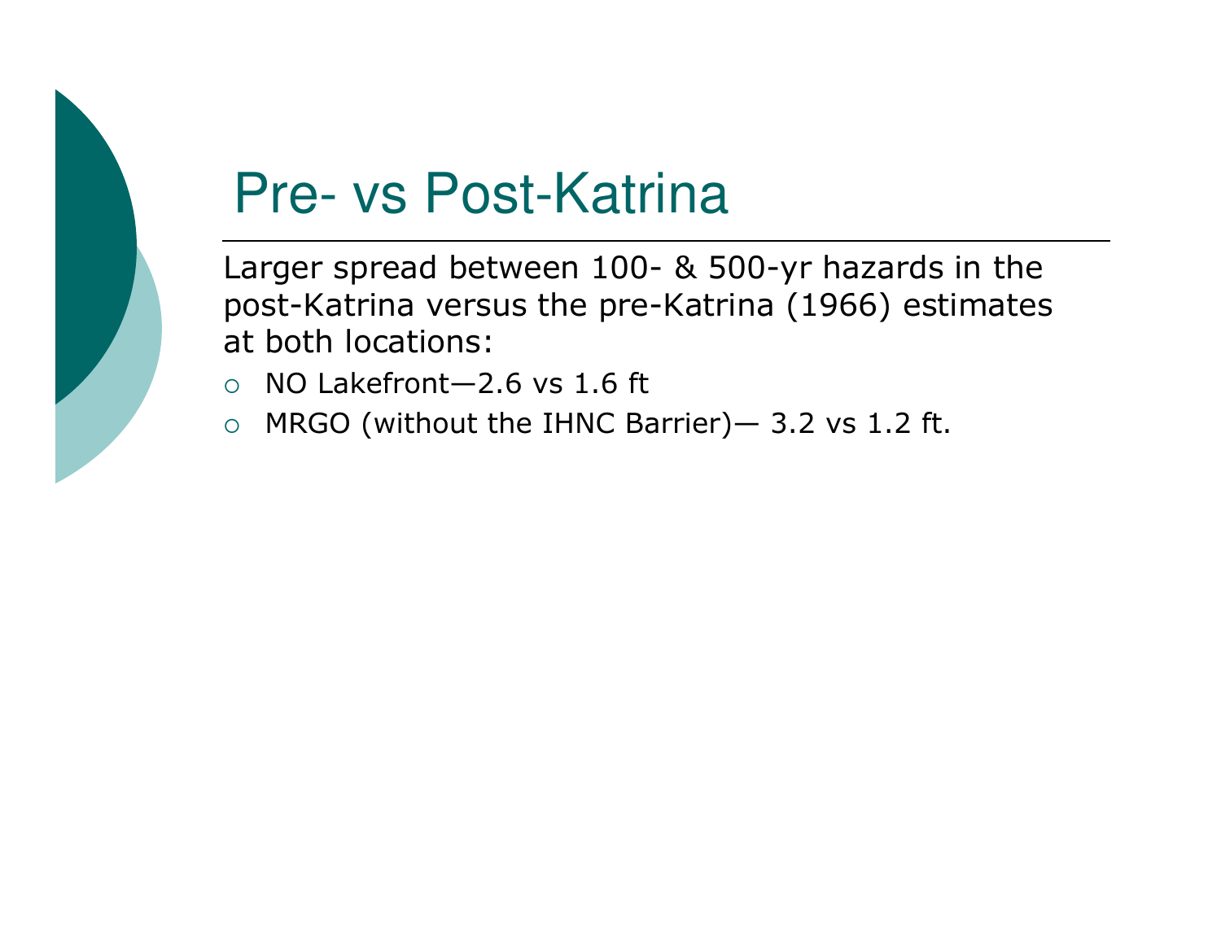# Pre- vs Post-Katrina

Larger spread between 100- & 500-yr hazards in the post-Katrina versus the pre-Katrina (1966) estimates at both locations:

- NO Lakefront—2.6 vs 1.6 ft
- MRGO (without the IHNC Barrier)— 3.2 vs 1.2 ft.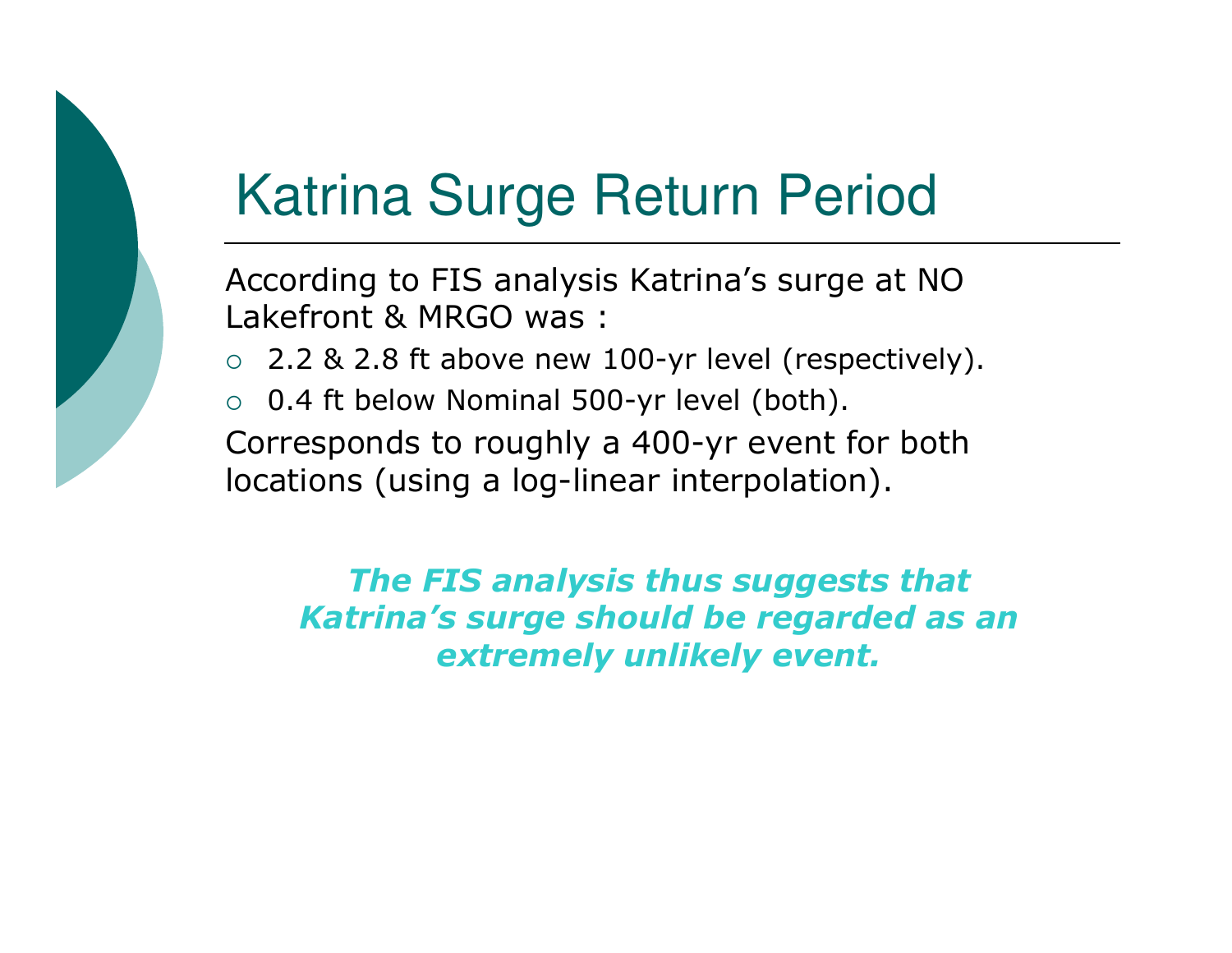# Katrina Surge Return Period

According to FIS analysis Katrina's surge at NO Lakefront & MRGO was :

- 2.2 & 2.8 ft above new 100-yr level (respectively).
- 0.4 ft below Nominal 500-yr level (both).

Corresponds to roughly a 400-yr event for both locations (using a log-linear interpolation).

***The FIS analysis thus suggests that Katrina's surge should be regarded as an extremely unlikely event.***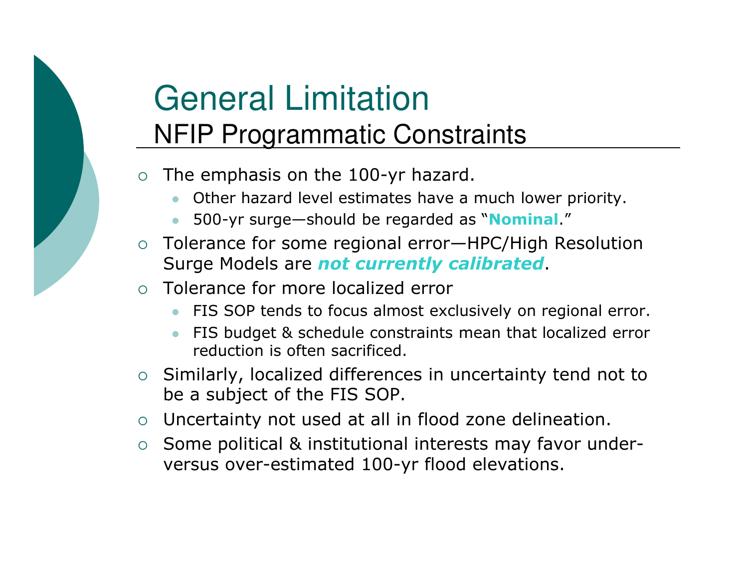# General Limitation

## NFIP Programmatic Constraints

- The emphasis on the 100-yr hazard.
  - Other hazard level estimates have a much lower priority.
  - 500-yr surge—should be regarded as "**Nominal**."
- Tolerance for some regional error—HPC/High Resolution Surge Models are ***not currently calibrated***.
- Tolerance for more localized error
  - FIS SOP tends to focus almost exclusively on regional error.
  - FIS budget & schedule constraints mean that localized error reduction is often sacrificed.
- Similarly, localized differences in uncertainty tend not to be a subject of the FIS SOP.
- Uncertainty not used at all in flood zone delineation.
- Some political & institutional interests may favor under- versus over-estimated 100-yr flood elevations.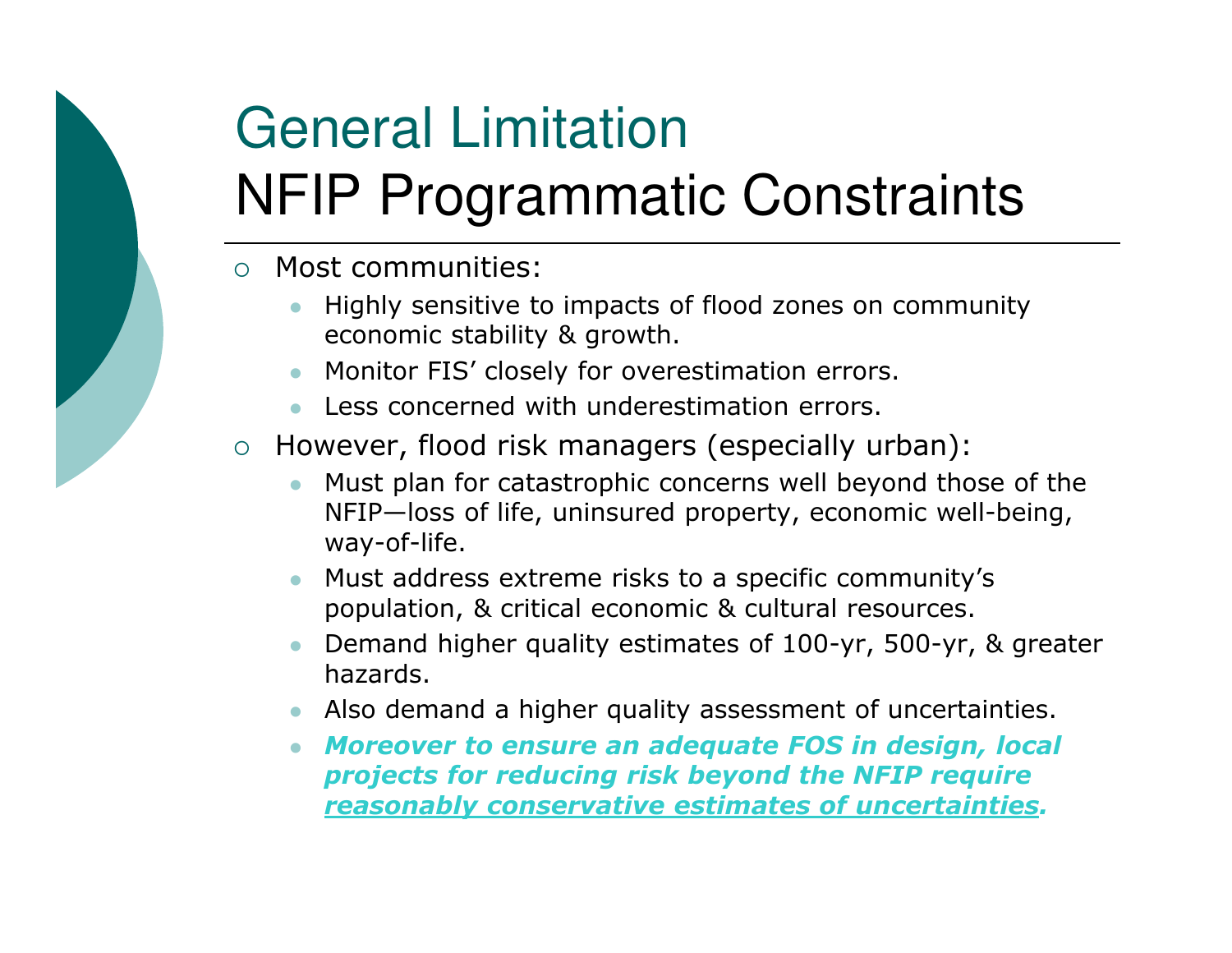# General Limitation
# NFIP Programmatic Constraints

- Most communities:
  - Highly sensitive to impacts of flood zones on community economic stability & growth.
  - Monitor FIS' closely for overestimation errors.
  - Less concerned with underestimation errors.
- However, flood risk managers (especially urban):
  - Must plan for catastrophic concerns well beyond those of the NFIP—loss of life, uninsured property, economic well-being, way-of-life.
  - Must address extreme risks to a specific community's population, & critical economic & cultural resources.
  - Demand higher quality estimates of 100-yr, 500-yr, & greater hazards.
  - Also demand a higher quality assessment of uncertainties.
  - ***Moreover to ensure an adequate FOS in design, local projects for reducing risk beyond the NFIP require <u>reasonably conservative estimates of uncertainties</u>.***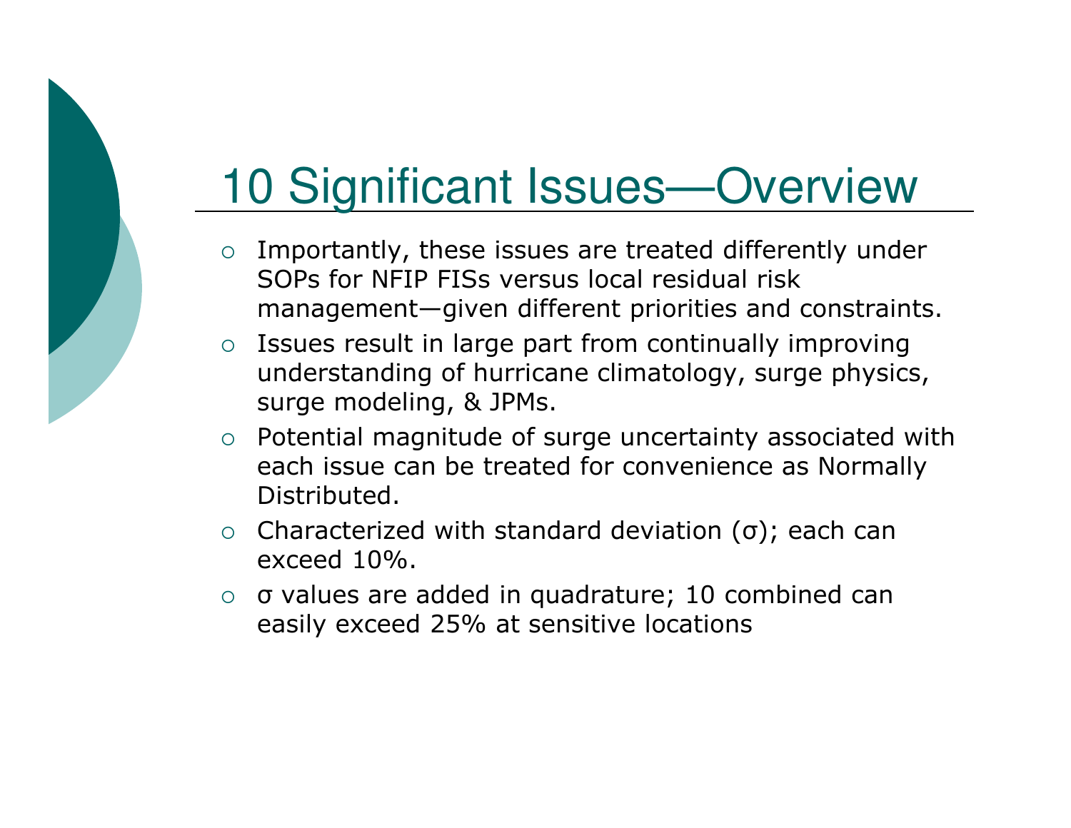# 10 Significant Issues—Overview

- Importantly, these issues are treated differently under SOPs for NFIP FISs versus local residual risk management—given different priorities and constraints.
- Issues result in large part from continually improving understanding of hurricane climatology, surge physics, surge modeling, & JPMs.
- Potential magnitude of surge uncertainty associated with each issue can be treated for convenience as Normally Distributed.
- Characterized with standard deviation ($\sigma$); each can exceed 10%.
- $\sigma$ values are added in quadrature; 10 combined can easily exceed 25% at sensitive locations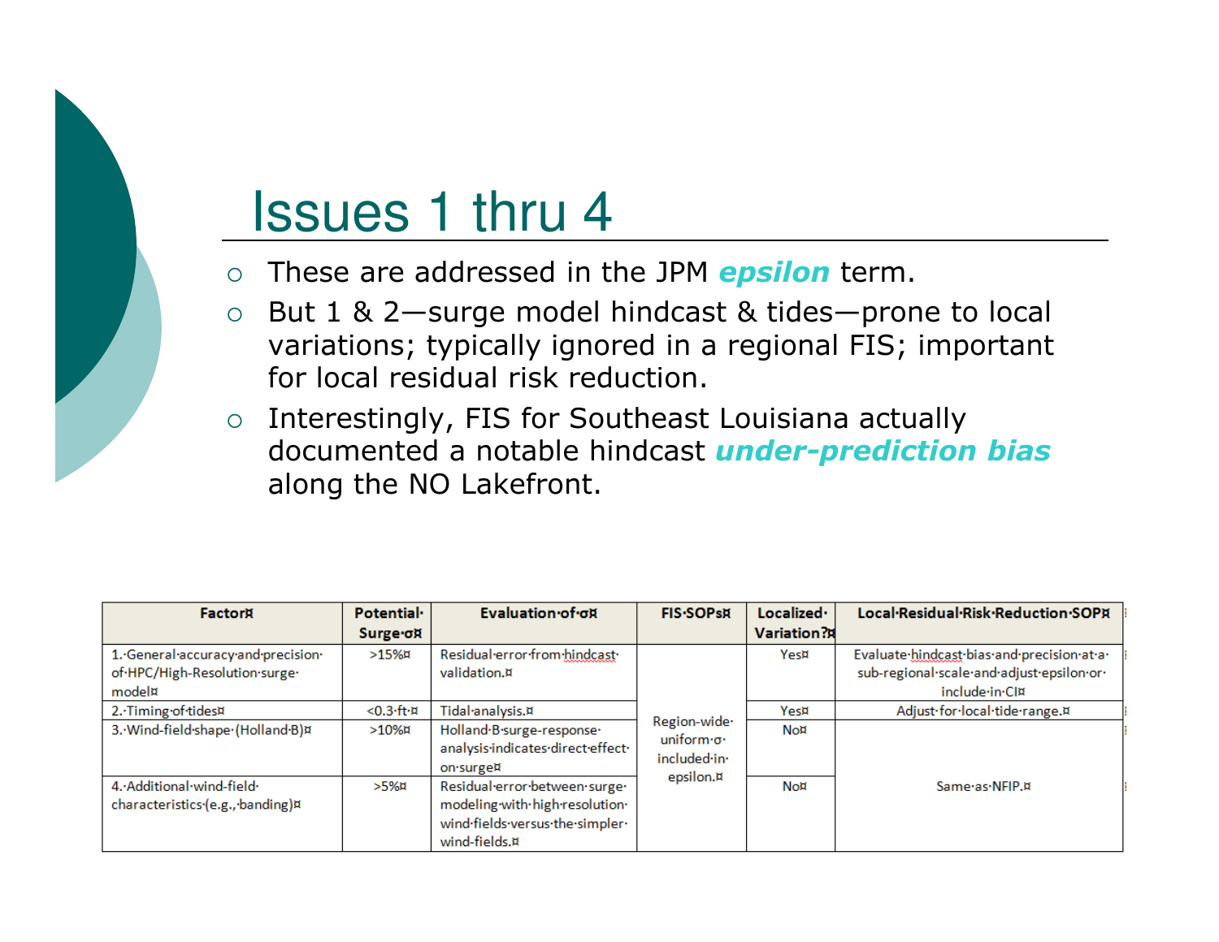# Issues 1 thru 4

- These are addressed in the JPM ***epsilon*** term.
- But 1 & 2—surge model hindcast & tides—prone to local variations; typically ignored in a regional FIS; important for local residual risk reduction.
- Interestingly, FIS for Southeast Louisiana actually documented a notable hindcast ***under-prediction bias*** along the NO Lakefront.

| Factor | Potential Surge σ | Evaluation of σ | FIS SOPs | Localized Variation? | Local Residual Risk Reduction SOP |
|---|---|---|---|---|---|
| 1. General accuracy and precision of HPC/High-Resolution surge model | >15% | Residual error from hindcast validation. | Region-wide uniform σ included in epsilon. | Yes | Evaluate hindcast bias and precision at a sub-regional scale and adjust epsilon or include in CI |
| 2. Timing of tides | <0.3 ft | Tidal analysis. | | Yes | Adjust for local tide range. |
| 3. Wind-field shape (Holland B) | >10% | Holland B surge-response analysis indicates direct effect on surge | | No | Same as NFIP. |
| 4. Additional wind-field characteristics (e.g., banding) | >5% | Residual error between surge modeling with high-resolution wind fields versus the simpler wind-fields. | | No | |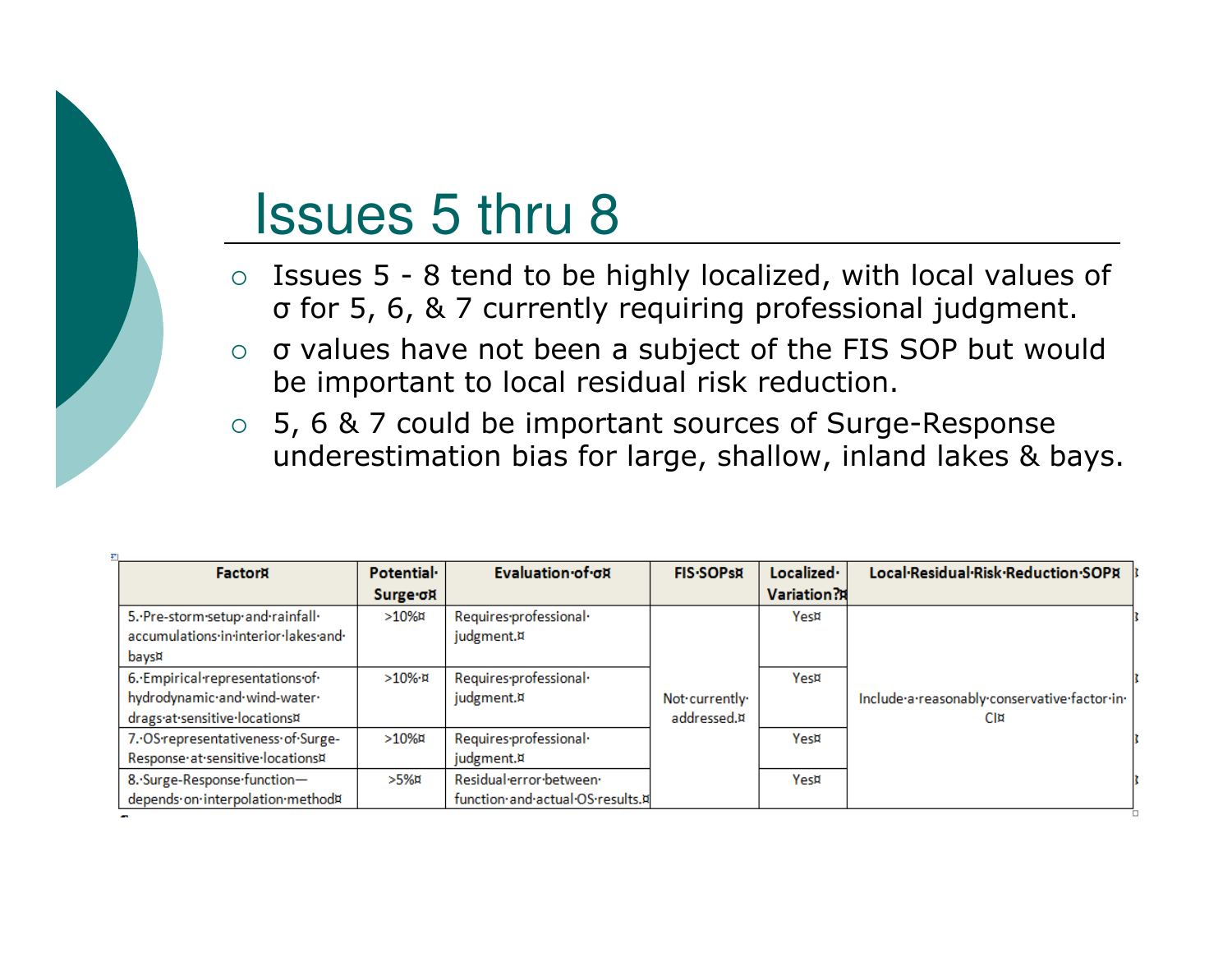# Issues 5 thru 8

- Issues 5 - 8 tend to be highly localized, with local values of σ for 5, 6, & 7 currently requiring professional judgment.
- σ values have not been a subject of the FIS SOP but would be important to local residual risk reduction.
- 5, 6 & 7 could be important sources of Surge-Response underestimation bias for large, shallow, inland lakes & bays.

| Factor | Potential Surge σ | Evaluation of σ | FIS SOPs | Localized Variation? | Local Residual Risk Reduction SOP |
|---|---|---|---|---|---|
| 5. Pre-storm setup and rainfall accumulations in interior lakes and bays | >10% | Requires professional judgment. | Not currently addressed. | Yes | Include a reasonably conservative factor in CI |
| 6. Empirical representations of hydrodynamic and wind-water drags at sensitive locations | >10% | Requires professional judgment. | | Yes | |
| 7. OS representativeness of Surge-Response at sensitive locations | >10% | Requires professional judgment. | | Yes | |
| 8. Surge-Response function—depends on interpolation method | >5% | Residual error between function and actual OS results. | | Yes | |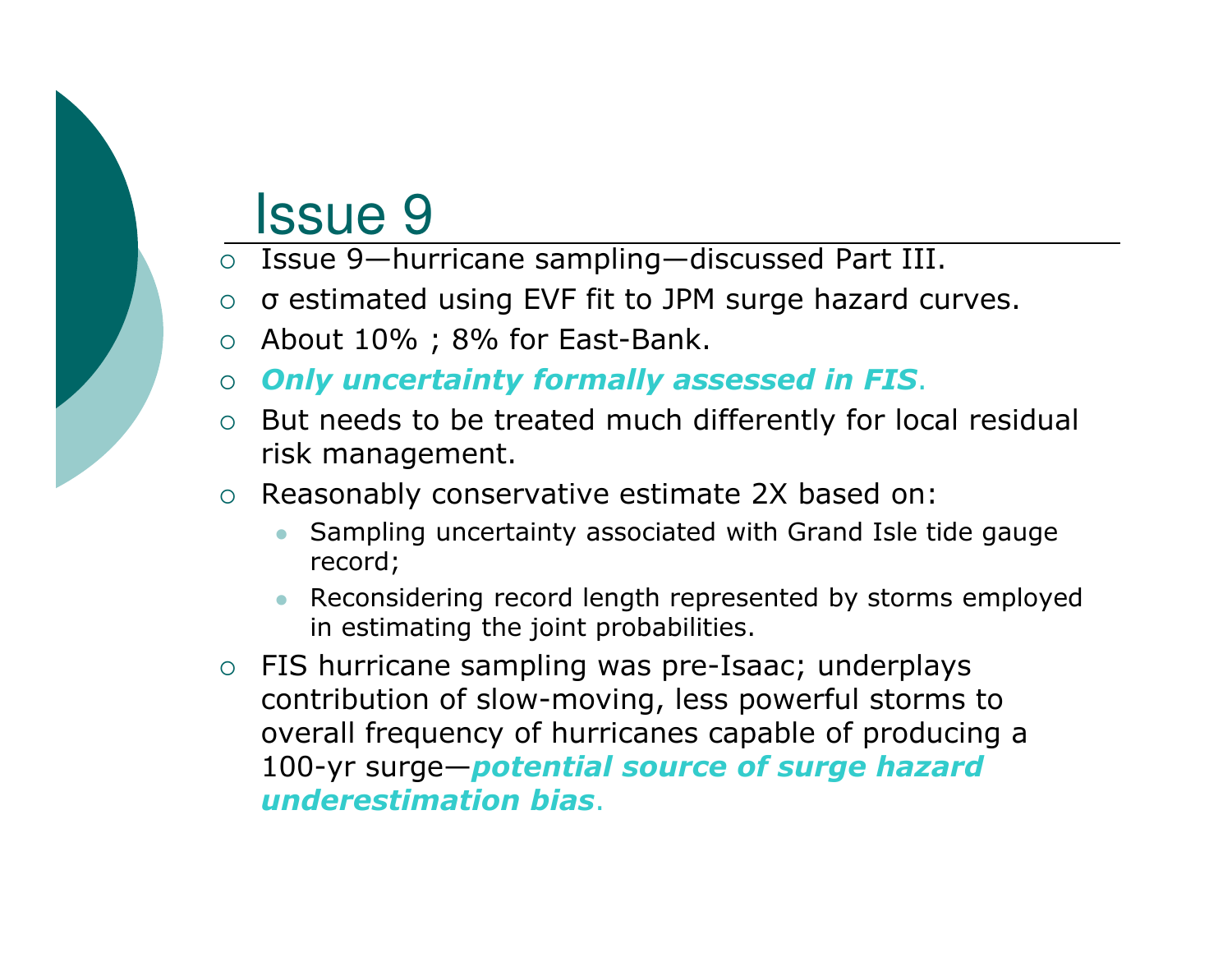# Issue 9

- Issue 9—hurricane sampling—discussed Part III.
- σ estimated using EVF fit to JPM surge hazard curves.
- About 10% ; 8% for East-Bank.
- ***Only uncertainty formally assessed in FIS***.
- But needs to be treated much differently for local residual risk management.
- Reasonably conservative estimate 2X based on:
  - Sampling uncertainty associated with Grand Isle tide gauge record;
  - Reconsidering record length represented by storms employed in estimating the joint probabilities.
- FIS hurricane sampling was pre-Isaac; underplays contribution of slow-moving, less powerful storms to overall frequency of hurricanes capable of producing a 100-yr surge—***potential source of surge hazard underestimation bias***.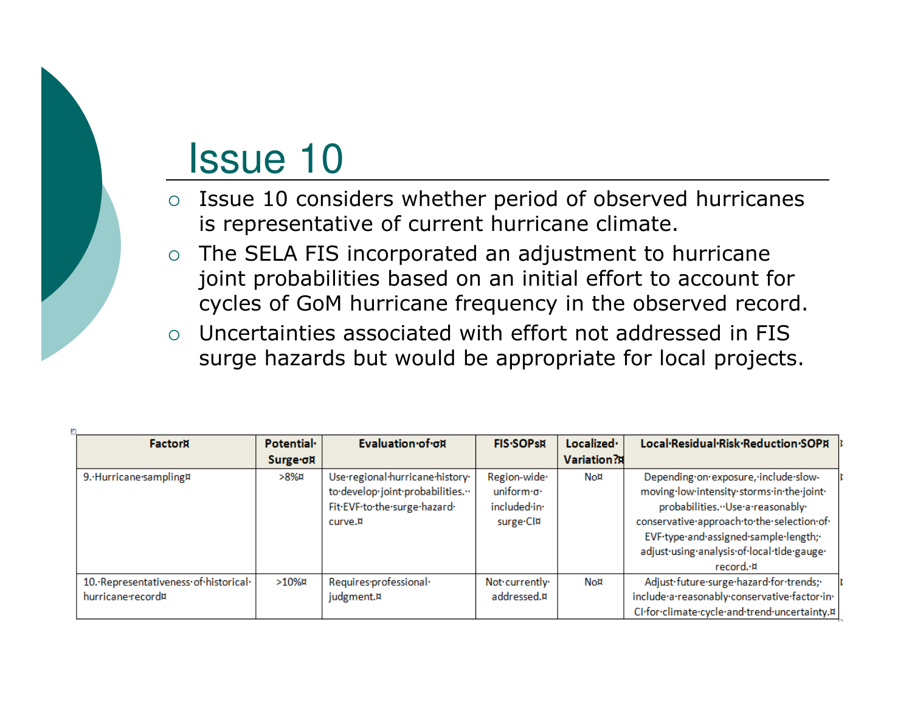# Issue 10

- Issue 10 considers whether period of observed hurricanes is representative of current hurricane climate.
- The SELA FIS incorporated an adjustment to hurricane joint probabilities based on an initial effort to account for cycles of GoM hurricane frequency in the observed record.
- Uncertainties associated with effort not addressed in FIS surge hazards but would be appropriate for local projects.

| Factor | Potential Surge σ | Evaluation of σ | FIS SOPs | Localized Variation? | Local Residual Risk Reduction SOP |
|---|---|---|---|---|---|
| 9. Hurricane sampling | >8% | Use regional hurricane history to develop joint probabilities. Fit EVF to the surge hazard curve. | Region-wide uniform σ included in surge CI | No | Depending on exposure, include slow-moving low intensity storms in the joint probabilities. Use a reasonably conservative approach to the selection of EVF type and assigned sample length; adjust using analysis of local tide gauge record. |
| 10. Representativeness of historical hurricane record | >10% | Requires professional judgment. | Not currently addressed. | No | Adjust future surge hazard for trends; include a reasonably conservative factor in CI for climate cycle and trend uncertainty. |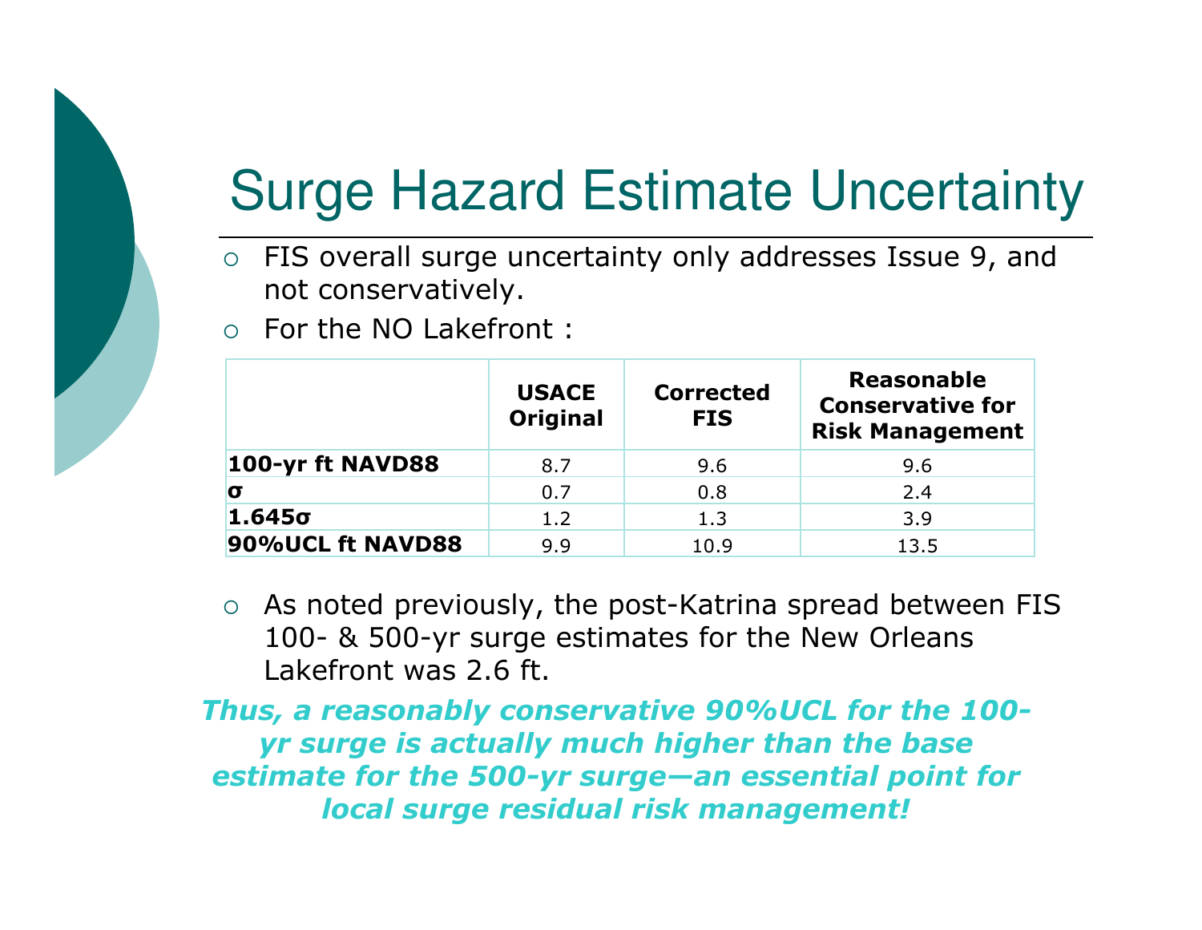# Surge Hazard Estimate Uncertainty

- FIS overall surge uncertainty only addresses Issue 9, and not conservatively.
- For the NO Lakefront :

| | **USACE Original** | **Corrected FIS** | **Reasonable Conservative for Risk Management** |
|---|---|---|---|
| **100-yr ft NAVD88** | 8.7 | 9.6 | 9.6 |
| **σ** | 0.7 | 0.8 | 2.4 |
| **1.645σ** | 1.2 | 1.3 | 3.9 |
| **90%UCL ft NAVD88** | 9.9 | 10.9 | 13.5 |

- As noted previously, the post-Katrina spread between FIS 100- & 500-yr surge estimates for the New Orleans Lakefront was 2.6 ft.

***Thus, a reasonably conservative 90%UCL for the 100-yr surge is actually much higher than the base estimate for the 500-yr surge—an essential point for local surge residual risk management!***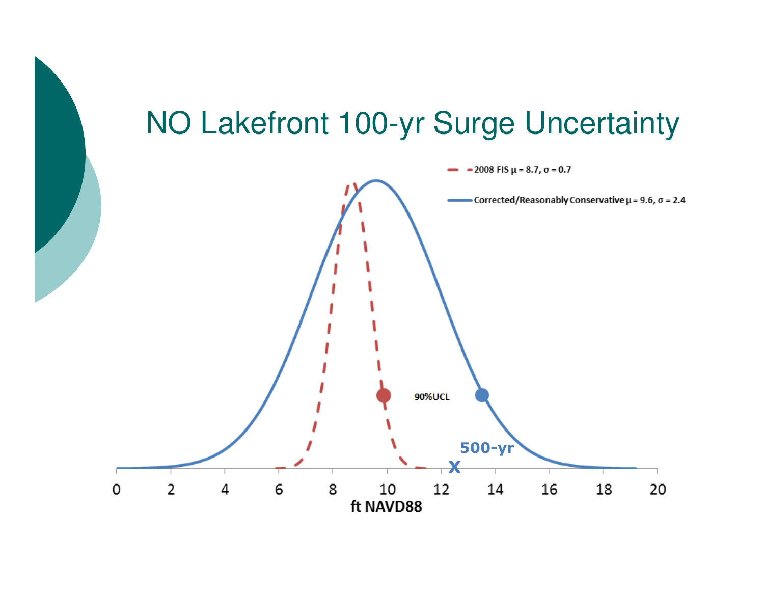# NO Lakefront 100-yr Surge Uncertainty

2008 FIS $\mu = 8.7$, $\sigma = 0.7$

Corrected/Reasonably Conservative $\mu = 9.6$, $\sigma = 2.4$

90%UCL

500-yr

X

0 2 4 6 8 10 12 14 16 18 20

ft NAVD88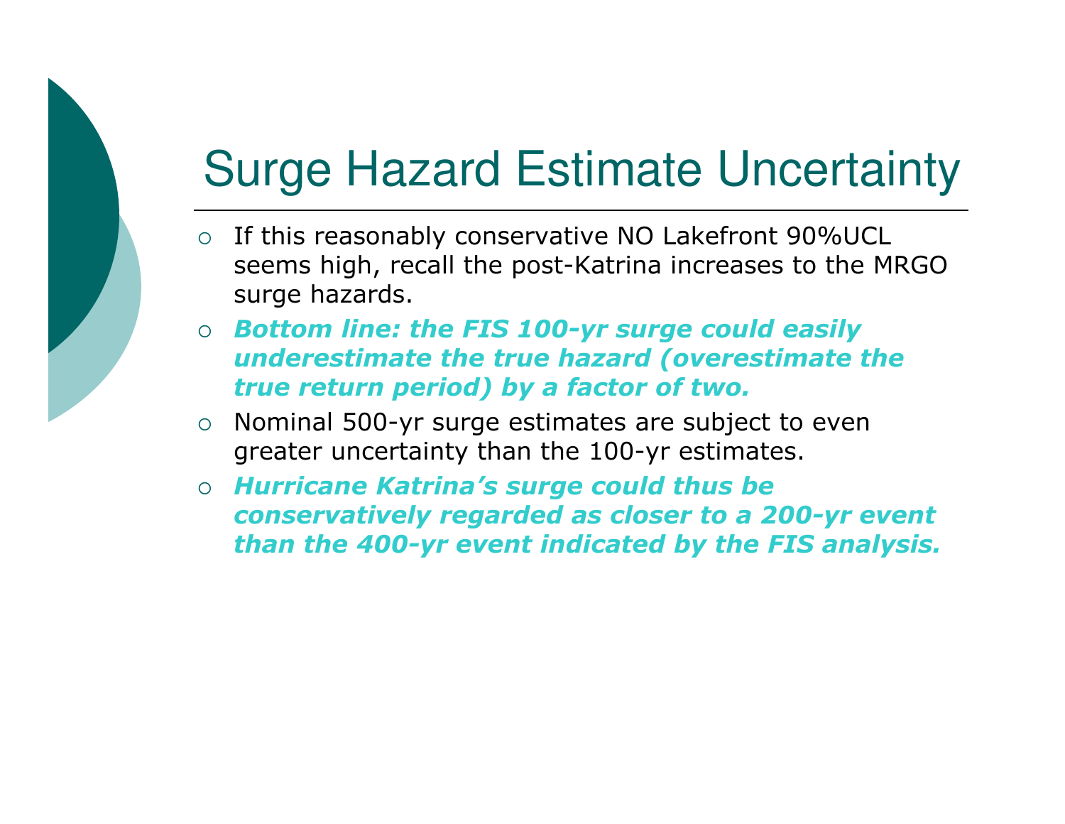# Surge Hazard Estimate Uncertainty

- If this reasonably conservative NO Lakefront 90%UCL seems high, recall the post-Katrina increases to the MRGO surge hazards.
- ***Bottom line: the FIS 100-yr surge could easily underestimate the true hazard (overestimate the true return period) by a factor of two.***
- Nominal 500-yr surge estimates are subject to even greater uncertainty than the 100-yr estimates.
- ***Hurricane Katrina's surge could thus be conservatively regarded as closer to a 200-yr event than the 400-yr event indicated by the FIS analysis.***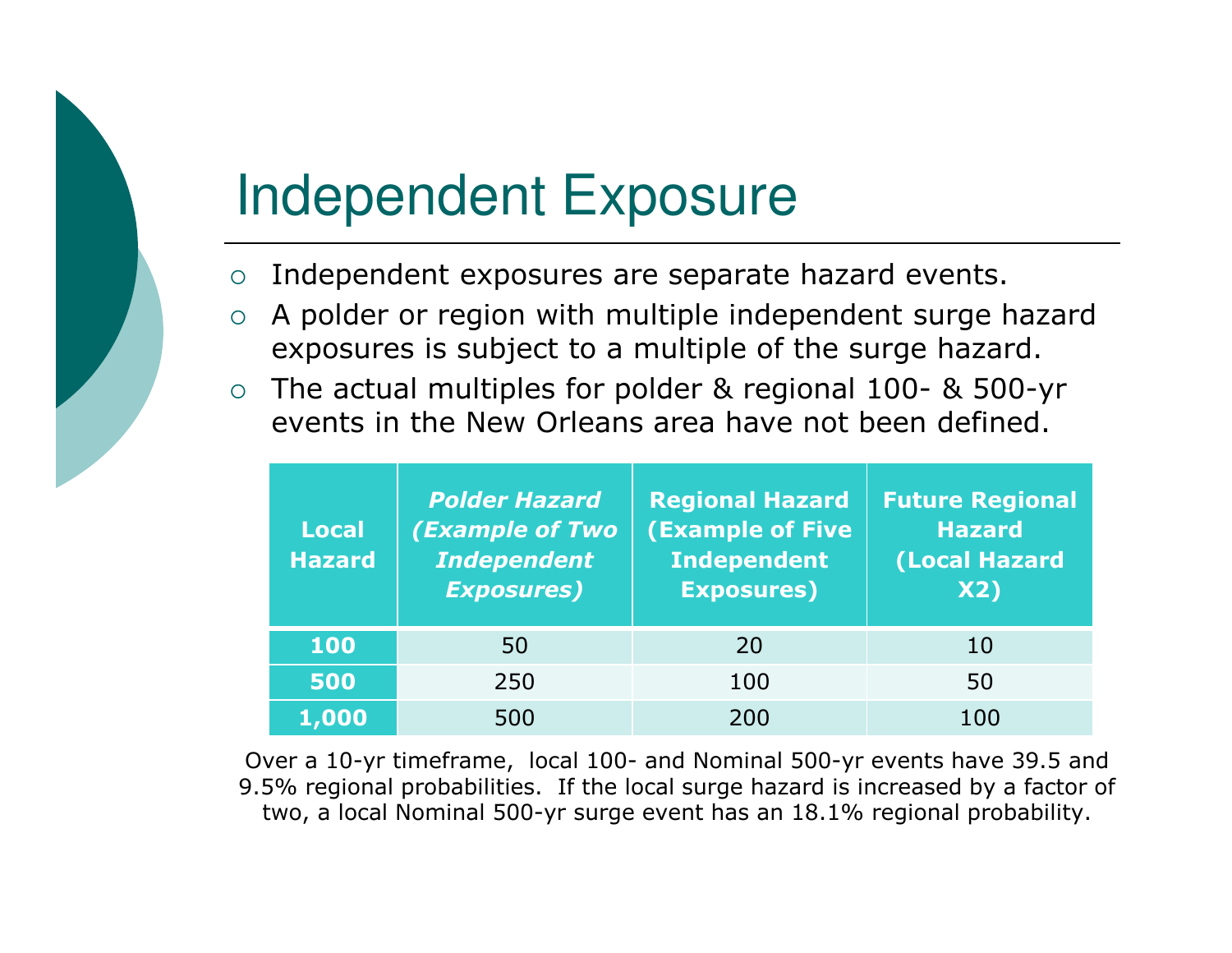# Independent Exposure

- Independent exposures are separate hazard events.
- A polder or region with multiple independent surge hazard exposures is subject to a multiple of the surge hazard.
- The actual multiples for polder & regional 100- & 500-yr events in the New Orleans area have not been defined.

| Local Hazard | *Polder Hazard (Example of Two Independent Exposures)* | Regional Hazard (Example of Five Independent Exposures) | Future Regional Hazard (Local Hazard X2) |
|---|---|---|---|
| **100** | 50 | 20 | 10 |
| **500** | 250 | 100 | 50 |
| **1,000** | 500 | 200 | 100 |

Over a 10-yr timeframe, local 100- and Nominal 500-yr events have 39.5 and 9.5% regional probabilities. If the local surge hazard is increased by a factor of two, a local Nominal 500-yr surge event has an 18.1% regional probability.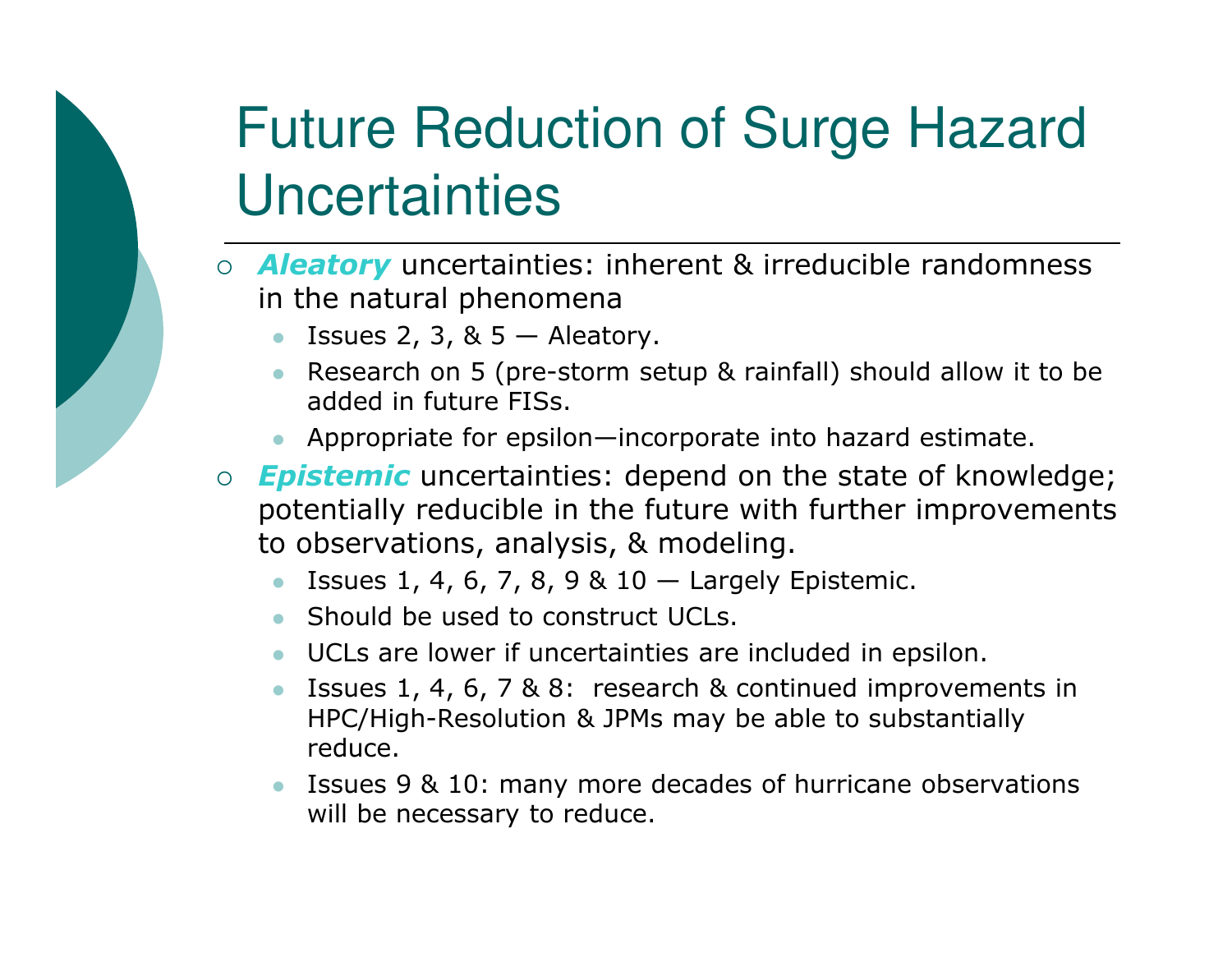# Future Reduction of Surge Hazard Uncertainties

- ***Aleatory*** uncertainties: inherent & irreducible randomness in the natural phenomena
  - Issues 2, 3, & 5 — Aleatory.
  - Research on 5 (pre-storm setup & rainfall) should allow it to be added in future FISs.
  - Appropriate for epsilon—incorporate into hazard estimate.
- ***Epistemic*** uncertainties: depend on the state of knowledge; potentially reducible in the future with further improvements to observations, analysis, & modeling.
  - Issues 1, 4, 6, 7, 8, 9 & 10 — Largely Epistemic.
  - Should be used to construct UCLs.
  - UCLs are lower if uncertainties are included in epsilon.
  - Issues 1, 4, 6, 7 & 8: research & continued improvements in HPC/High-Resolution & JPMs may be able to substantially reduce.
  - Issues 9 & 10: many more decades of hurricane observations will be necessary to reduce.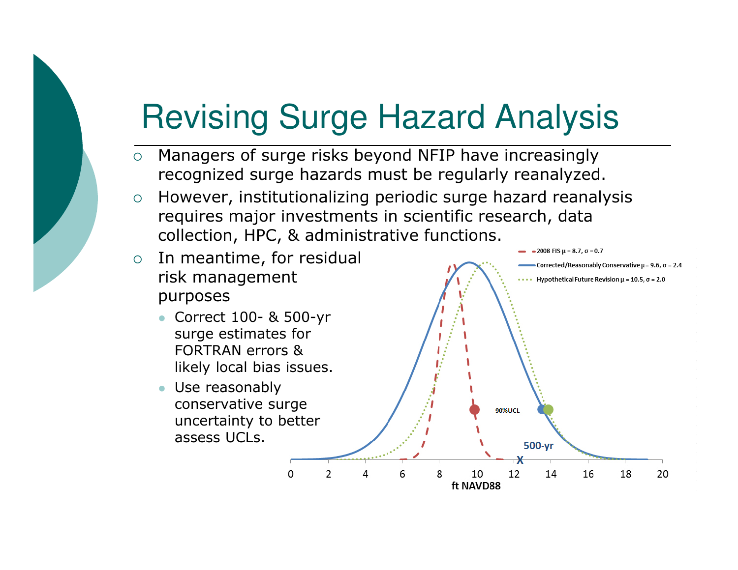# Revising Surge Hazard Analysis

- Managers of surge risks beyond NFIP have increasingly recognized surge hazards must be regularly reanalyzed.
- However, institutionalizing periodic surge hazard reanalysis requires major investments in scientific research, data collection, HPC, & administrative functions.
- In meantime, for residual risk management purposes
  - Correct 100- & 500-yr surge estimates for FORTRAN errors & likely local bias issues.
  - Use reasonably conservative surge uncertainty to better assess UCLs.

2008 FIS $\mu = 8.7$, $\sigma = 0.7$

Corrected/Reasonably Conservative $\mu = 9.6$, $\sigma = 2.4$

Hypothetical Future Revision $\mu = 10.5$, $\sigma = 2.0$

90%UCL

500-yr

X

0 2 4 6 8 10 12 14 16 18 20

ft NAVD88